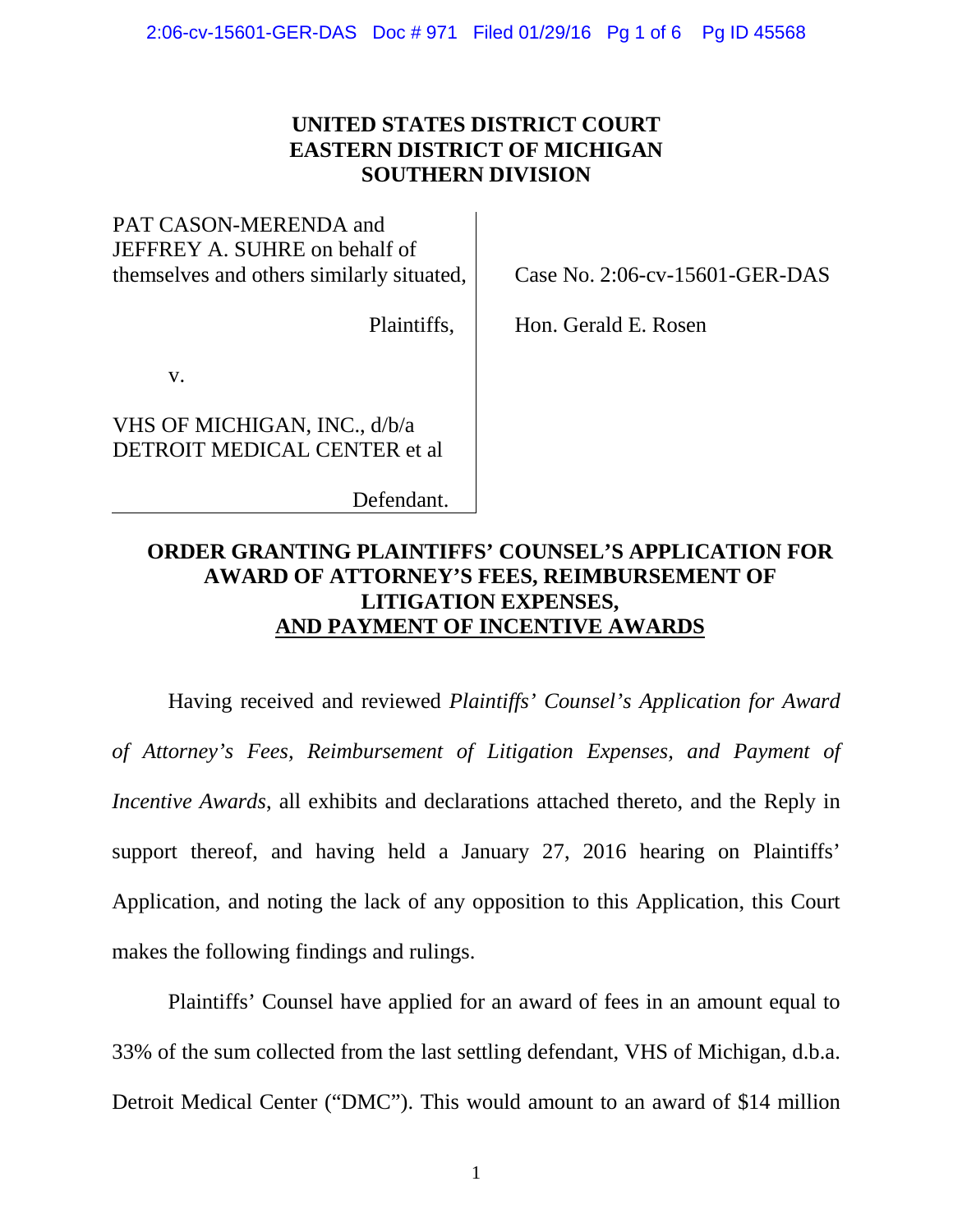**UNITED STATES DISTRICT COURT**
**EASTERN DISTRICT OF MICHIGAN**
**SOUTHERN DIVISION**

PAT CASON-MERENDA and JEFFREY A. SUHRE on behalf of themselves and others similarly situated,

Plaintiffs,

v.

VHS OF MICHIGAN, INC., d/b/a DETROIT MEDICAL CENTER et al

Defendant.

Case No. 2:06-cv-15601-GER-DAS

Hon. Gerald E. Rosen

**ORDER GRANTING PLAINTIFFS' COUNSEL'S APPLICATION FOR AWARD OF ATTORNEY'S FEES, REIMBURSEMENT OF LITIGATION EXPENSES, AND PAYMENT OF INCENTIVE AWARDS**

Having received and reviewed *Plaintiffs' Counsel's Application for Award of Attorney's Fees, Reimbursement of Litigation Expenses, and Payment of Incentive Awards*, all exhibits and declarations attached thereto, and the Reply in support thereof, and having held a January 27, 2016 hearing on Plaintiffs' Application, and noting the lack of any opposition to this Application, this Court makes the following findings and rulings.

Plaintiffs' Counsel have applied for an award of fees in an amount equal to 33% of the sum collected from the last settling defendant, VHS of Michigan, d.b.a. Detroit Medical Center ("DMC"). This would amount to an award of $14 million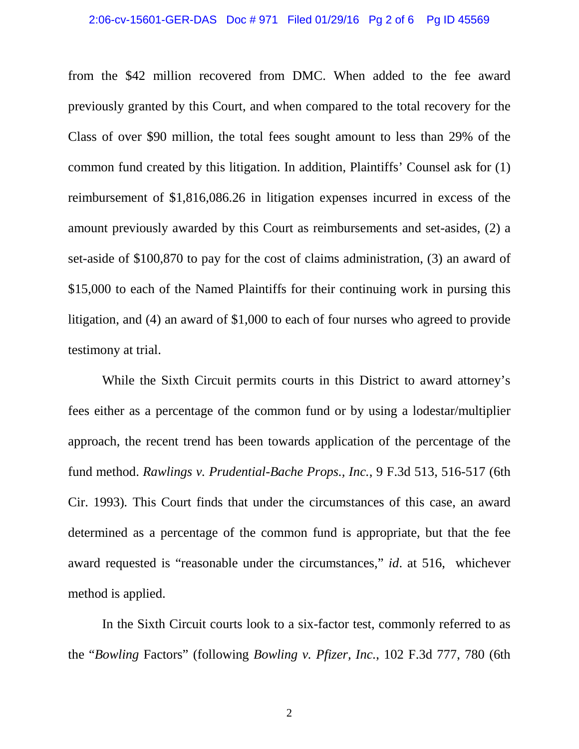from the $42 million recovered from DMC. When added to the fee award previously granted by this Court, and when compared to the total recovery for the Class of over $90 million, the total fees sought amount to less than 29% of the common fund created by this litigation. In addition, Plaintiffs' Counsel ask for (1) reimbursement of $1,816,086.26 in litigation expenses incurred in excess of the amount previously awarded by this Court as reimbursements and set-asides, (2) a set-aside of $100,870 to pay for the cost of claims administration, (3) an award of $15,000 to each of the Named Plaintiffs for their continuing work in pursing this litigation, and (4) an award of $1,000 to each of four nurses who agreed to provide testimony at trial.

While the Sixth Circuit permits courts in this District to award attorney's fees either as a percentage of the common fund or by using a lodestar/multiplier approach, the recent trend has been towards application of the percentage of the fund method. *Rawlings v. Prudential-Bache Props., Inc.*, 9 F.3d 513, 516-517 (6th Cir. 1993). This Court finds that under the circumstances of this case, an award determined as a percentage of the common fund is appropriate, but that the fee award requested is "reasonable under the circumstances," *id*. at 516, whichever method is applied.

In the Sixth Circuit courts look to a six-factor test, commonly referred to as the "*Bowling* Factors" (following *Bowling v. Pfizer, Inc.*, 102 F.3d 777, 780 (6th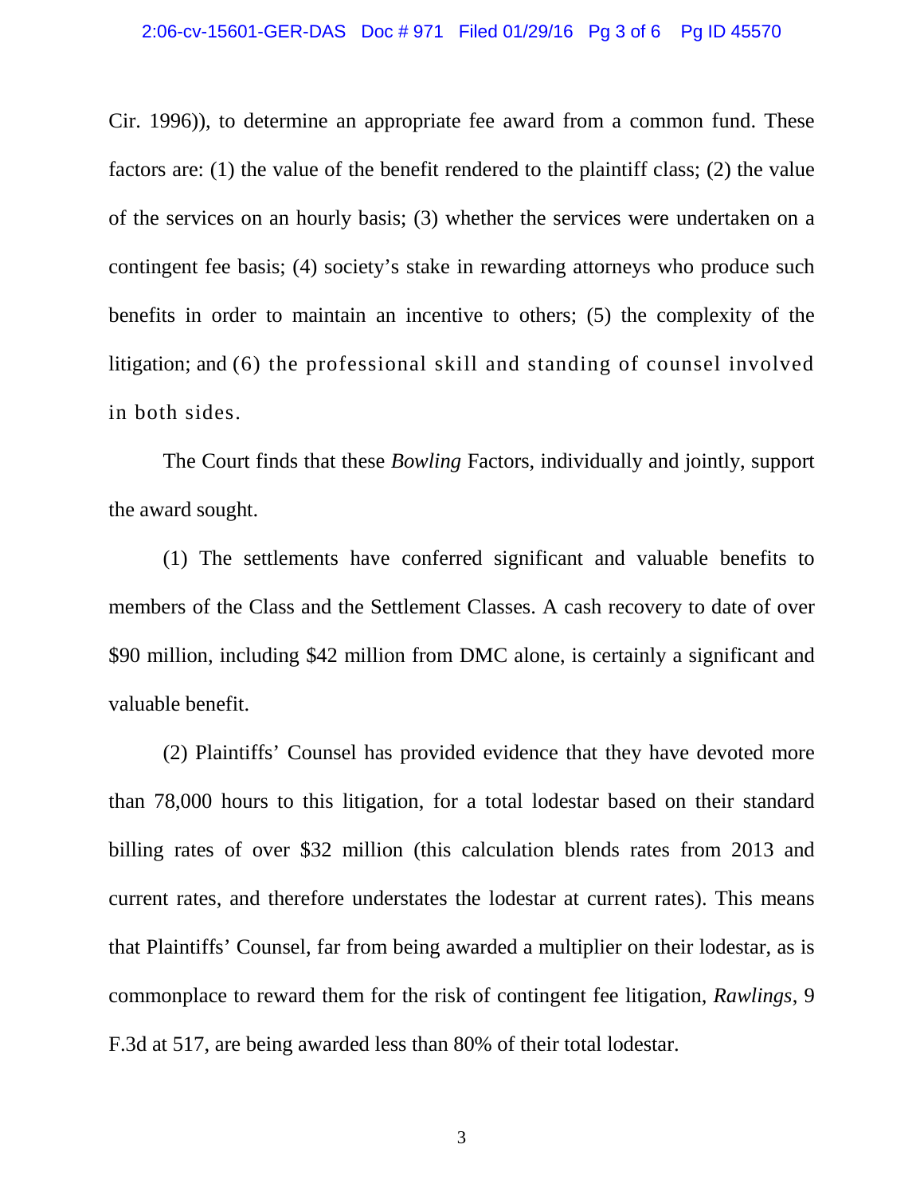Cir. 1996)), to determine an appropriate fee award from a common fund. These factors are: (1) the value of the benefit rendered to the plaintiff class; (2) the value of the services on an hourly basis; (3) whether the services were undertaken on a contingent fee basis; (4) society's stake in rewarding attorneys who produce such benefits in order to maintain an incentive to others; (5) the complexity of the litigation; and (6) the professional skill and standing of counsel involved in both sides.

The Court finds that these *Bowling* Factors, individually and jointly, support the award sought.

(1) The settlements have conferred significant and valuable benefits to members of the Class and the Settlement Classes. A cash recovery to date of over $90 million, including $42 million from DMC alone, is certainly a significant and valuable benefit.

(2) Plaintiffs' Counsel has provided evidence that they have devoted more than 78,000 hours to this litigation, for a total lodestar based on their standard billing rates of over $32 million (this calculation blends rates from 2013 and current rates, and therefore understates the lodestar at current rates). This means that Plaintiffs' Counsel, far from being awarded a multiplier on their lodestar, as is commonplace to reward them for the risk of contingent fee litigation, *Rawlings*, 9 F.3d at 517, are being awarded less than 80% of their total lodestar.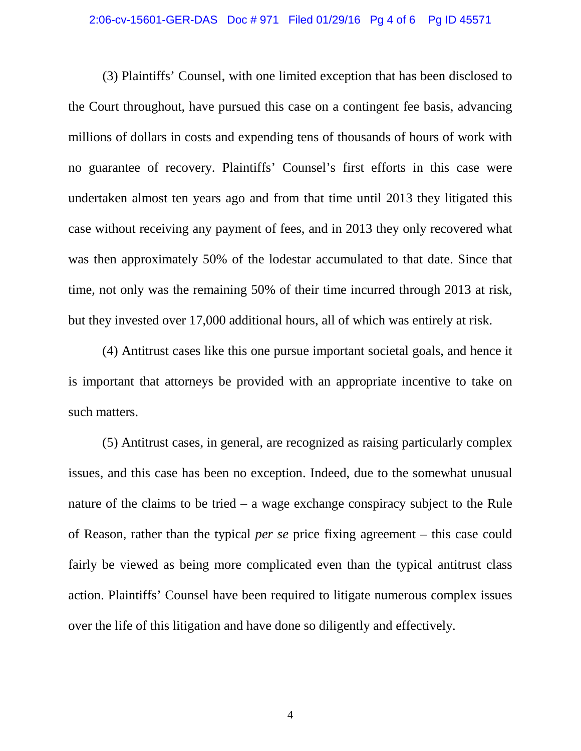(3) Plaintiffs' Counsel, with one limited exception that has been disclosed to the Court throughout, have pursued this case on a contingent fee basis, advancing millions of dollars in costs and expending tens of thousands of hours of work with no guarantee of recovery. Plaintiffs' Counsel's first efforts in this case were undertaken almost ten years ago and from that time until 2013 they litigated this case without receiving any payment of fees, and in 2013 they only recovered what was then approximately 50% of the lodestar accumulated to that date. Since that time, not only was the remaining 50% of their time incurred through 2013 at risk, but they invested over 17,000 additional hours, all of which was entirely at risk.

(4) Antitrust cases like this one pursue important societal goals, and hence it is important that attorneys be provided with an appropriate incentive to take on such matters.

(5) Antitrust cases, in general, are recognized as raising particularly complex issues, and this case has been no exception. Indeed, due to the somewhat unusual nature of the claims to be tried – a wage exchange conspiracy subject to the Rule of Reason, rather than the typical *per se* price fixing agreement – this case could fairly be viewed as being more complicated even than the typical antitrust class action. Plaintiffs' Counsel have been required to litigate numerous complex issues over the life of this litigation and have done so diligently and effectively.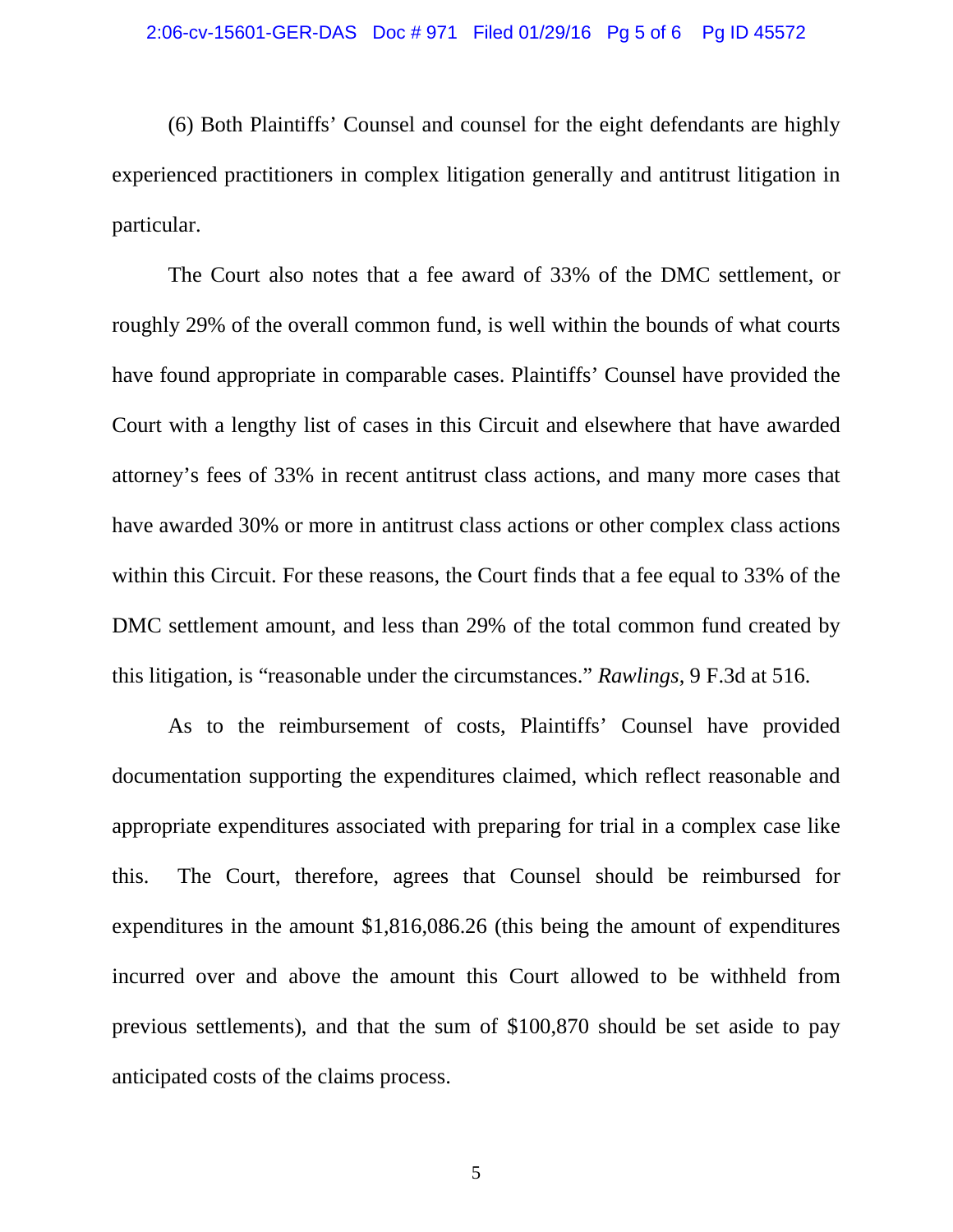(6) Both Plaintiffs' Counsel and counsel for the eight defendants are highly experienced practitioners in complex litigation generally and antitrust litigation in particular.

The Court also notes that a fee award of 33% of the DMC settlement, or roughly 29% of the overall common fund, is well within the bounds of what courts have found appropriate in comparable cases. Plaintiffs' Counsel have provided the Court with a lengthy list of cases in this Circuit and elsewhere that have awarded attorney's fees of 33% in recent antitrust class actions, and many more cases that have awarded 30% or more in antitrust class actions or other complex class actions within this Circuit. For these reasons, the Court finds that a fee equal to 33% of the DMC settlement amount, and less than 29% of the total common fund created by this litigation, is "reasonable under the circumstances." *Rawlings*, 9 F.3d at 516.

As to the reimbursement of costs, Plaintiffs' Counsel have provided documentation supporting the expenditures claimed, which reflect reasonable and appropriate expenditures associated with preparing for trial in a complex case like this. The Court, therefore, agrees that Counsel should be reimbursed for expenditures in the amount $1,816,086.26 (this being the amount of expenditures incurred over and above the amount this Court allowed to be withheld from previous settlements), and that the sum of $100,870 should be set aside to pay anticipated costs of the claims process.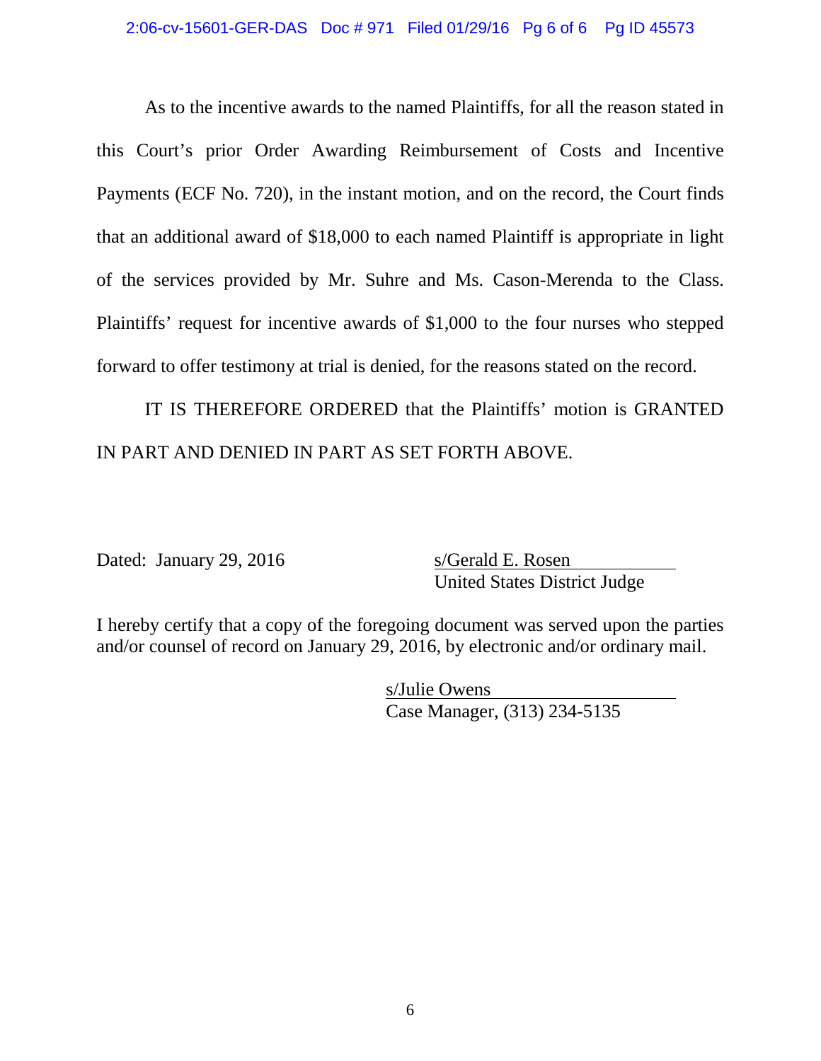As to the incentive awards to the named Plaintiffs, for all the reason stated in this Court's prior Order Awarding Reimbursement of Costs and Incentive Payments (ECF No. 720), in the instant motion, and on the record, the Court finds that an additional award of $18,000 to each named Plaintiff is appropriate in light of the services provided by Mr. Suhre and Ms. Cason-Merenda to the Class. Plaintiffs' request for incentive awards of $1,000 to the four nurses who stepped forward to offer testimony at trial is denied, for the reasons stated on the record.

IT IS THEREFORE ORDERED that the Plaintiffs' motion is GRANTED IN PART AND DENIED IN PART AS SET FORTH ABOVE.

Dated: January 29, 2016

s/Gerald E. Rosen
United States District Judge

I hereby certify that a copy of the foregoing document was served upon the parties and/or counsel of record on January 29, 2016, by electronic and/or ordinary mail.

s/Julie Owens
Case Manager, (313) 234-5135